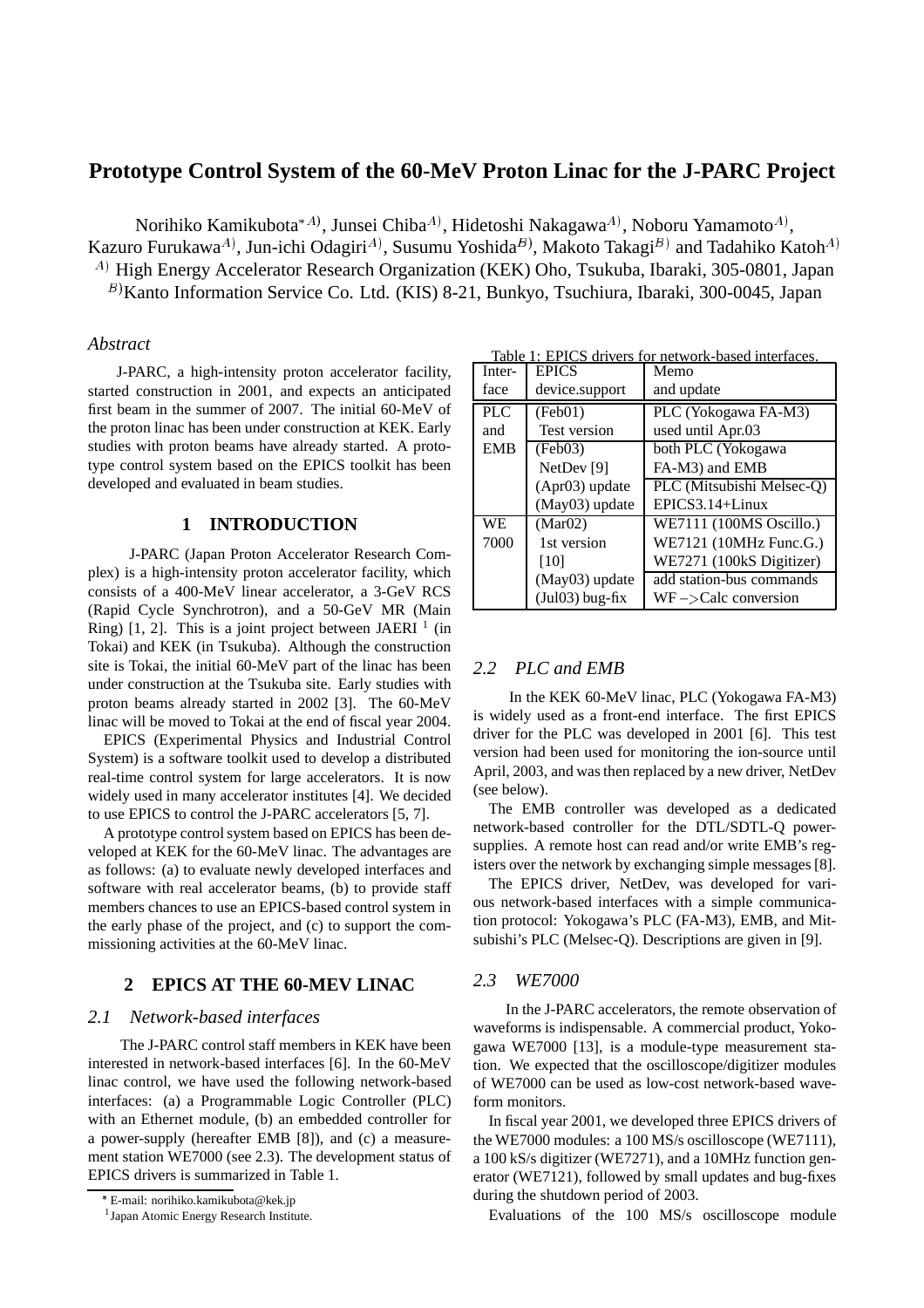# Prototype Control System of the 60-MeV Proton Linac for the J-PARC Project

Norihiko Kamikubota[*A)], Junsei Chiba[A)], Hidetoshi Nakagawa[A)], Noboru Yamamoto[A)], Kazuro Furukawa[A)], Jun-ichi Odagiri[A)], Susumu Yoshida[B)], Makoto Takagi[B)] and Tadahiko Katoh[A)]

[A)] High Energy Accelerator Research Organization (KEK) Oho, Tsukuba, Ibaraki, 305-0801, Japan

[B)]Kanto Information Service Co. Ltd. (KIS) 8-21, Bunkyo, Tsuchiura, Ibaraki, 300-0045, Japan

## *Abstract*

J-PARC, a high-intensity proton accelerator facility, started construction in 2001, and expects an anticipated first beam in the summer of 2007. The initial 60-MeV of the proton linac has been under construction at KEK. Early studies with proton beams have already started. A prototype control system based on the EPICS toolkit has been developed and evaluated in beam studies.

## 1 INTRODUCTION

J-PARC (Japan Proton Accelerator Research Complex) is a high-intensity proton accelerator facility, which consists of a 400-MeV linear accelerator, a 3-GeV RCS (Rapid Cycle Synchrotron), and a 50-GeV MR (Main Ring) [1, 2]. This is a joint project between JAERI [1] (in Tokai) and KEK (in Tsukuba). Although the construction site is Tokai, the initial 60-MeV part of the linac has been under construction at the Tsukuba site. Early studies with proton beams already started in 2002 [3]. The 60-MeV linac will be moved to Tokai at the end of fiscal year 2004.

EPICS (Experimental Physics and Industrial Control System) is a software toolkit used to develop a distributed real-time control system for large accelerators. It is now widely used in many accelerator institutes [4]. We decided to use EPICS to control the J-PARC accelerators [5, 7].

A prototype control system based on EPICS has been developed at KEK for the 60-MeV linac. The advantages are as follows: (a) to evaluate newly developed interfaces and software with real accelerator beams, (b) to provide staff members chances to use an EPICS-based control system in the early phase of the project, and (c) to support the commissioning activities at the 60-MeV linac.

## 2 EPICS AT THE 60-MEV LINAC

### *2.1 Network-based interfaces*

The J-PARC control staff members in KEK have been interested in network-based interfaces [6]. In the 60-MeV linac control, we have used the following network-based interfaces: (a) a Programmable Logic Controller (PLC) with an Ethernet module, (b) an embedded controller for a power-supply (hereafter EMB [8]), and (c) a measurement station WE7000 (see 2.3). The development status of EPICS drivers is summarized in Table 1.

[*] E-mail: norihiko.kamikubota@kek.jp

[1] Japan Atomic Energy Research Institute.

Table 1: EPICS drivers for network-based interfaces.

| Inter-face | EPICS device.support | Memo and update |
|---|---|---|
| PLC and EMB | (Feb01) Test version | PLC (Yokogawa FA-M3) used until Apr.03 |
| | (Feb03) NetDev [9] | both PLC (Yokogawa FA-M3) and EMB |
| | (Apr03) update | PLC (Mitsubishi Melsec-Q) |
| | (May03) update | EPICS3.14+Linux |
| WE 7000 | (Mar02) 1st version [10] | WE7111 (100MS Oscillo.) WE7121 (10MHz Func.G.) WE7271 (100kS Digitizer) |
| | (May03) update | add station-bus commands |
| | (Jul03) bug-fix | WF −>Calc conversion |

### *2.2 PLC and EMB*

In the KEK 60-MeV linac, PLC (Yokogawa FA-M3) is widely used as a front-end interface. The first EPICS driver for the PLC was developed in 2001 [6]. This test version had been used for monitoring the ion-source until April, 2003, and was then replaced by a new driver, NetDev (see below).

The EMB controller was developed as a dedicated network-based controller for the DTL/SDTL-Q power-supplies. A remote host can read and/or write EMB's registers over the network by exchanging simple messages [8].

The EPICS driver, NetDev, was developed for various network-based interfaces with a simple communication protocol: Yokogawa's PLC (FA-M3), EMB, and Mitsubishi's PLC (Melsec-Q). Descriptions are given in [9].

### *2.3 WE7000*

In the J-PARC accelerators, the remote observation of waveforms is indispensable. A commercial product, Yokogawa WE7000 [13], is a module-type measurement station. We expected that the oscilloscope/digitizer modules of WE7000 can be used as low-cost network-based waveform monitors.

In fiscal year 2001, we developed three EPICS drivers of the WE7000 modules: a 100 MS/s oscilloscope (WE7111), a 100 kS/s digitizer (WE7271), and a 10MHz function generator (WE7121), followed by small updates and bug-fixes during the shutdown period of 2003.

Evaluations of the 100 MS/s oscilloscope module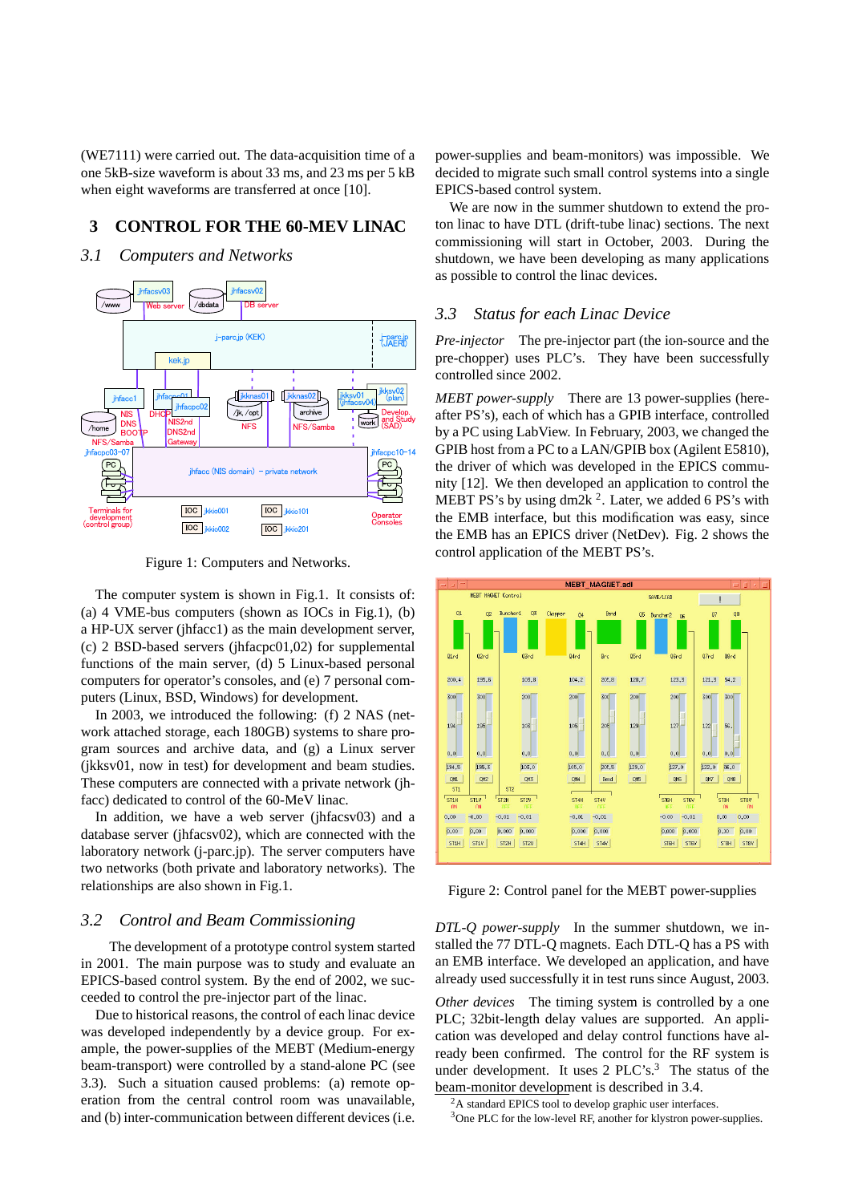(WE7111) were carried out. The data-acquisition time of a one 5kB-size waveform is about 33 ms, and 23 ms per 5 kB when eight waveforms are transferred at once [10].

## 3 CONTROL FOR THE 60-MEV LINAC

### 3.1 Computers and Networks

Figure 1: Computers and Networks.

The computer system is shown in Fig.1. It consists of: (a) 4 VME-bus computers (shown as IOCs in Fig.1), (b) a HP-UX server (jhfacc1) as the main development server, (c) 2 BSD-based servers (jhfacpc01,02) for supplemental functions of the main server, (d) 5 Linux-based personal computers for operator's consoles, and (e) 7 personal computers (Linux, BSD, Windows) for development.

In 2003, we introduced the following: (f) 2 NAS (network attached storage, each 180GB) systems to share program sources and archive data, and (g) a Linux server (jkksv01, now in test) for development and beam studies. These computers are connected with a private network (jhfacc) dedicated to control of the 60-MeV linac.

In addition, we have a web server (jhfacsv03) and a database server (jhfacsv02), which are connected with the laboratory network (j-parc.jp). The server computers have two networks (both private and laboratory networks). The relationships are also shown in Fig.1.

### 3.2 Control and Beam Commissioning

The development of a prototype control system started in 2001. The main purpose was to study and evaluate an EPICS-based control system. By the end of 2002, we succeeded to control the pre-injector part of the linac.

Due to historical reasons, the control of each linac device was developed independently by a device group. For example, the power-supplies of the MEBT (Medium-energy beam-transport) were controlled by a stand-alone PC (see 3.3). Such a situation caused problems: (a) remote operation from the central control room was unavailable, and (b) inter-communication between different devices (i.e. power-supplies and beam-monitors) was impossible. We decided to migrate such small control systems into a single EPICS-based control system.

We are now in the summer shutdown to extend the proton linac to have DTL (drift-tube linac) sections. The next commissioning will start in October, 2003. During the shutdown, we have been developing as many applications as possible to control the linac devices.

### 3.3 Status for each Linac Device

*Pre-injector* The pre-injector part (the ion-source and the pre-chopper) uses PLC's. They have been successfully controlled since 2002.

*MEBT power-supply* There are 13 power-supplies (hereafter PS's), each of which has a GPIB interface, controlled by a PC using LabView. In February, 2003, we changed the GPIB host from a PC to a LAN/GPIB box (Agilent E5810), the driver of which was developed in the EPICS community [12]. We then developed an application to control the MEBT PS's by using dm2k [2]. Later, we added 6 PS's with the EMB interface, but this modification was easy, since the EMB has an EPICS driver (NetDev). Fig. 2 shows the control application of the MEBT PS's.

Figure 2: Control panel for the MEBT power-supplies

*DTL-Q power-supply* In the summer shutdown, we installed the 77 DTL-Q magnets. Each DTL-Q has a PS with an EMB interface. We developed an application, and have already used successfully it in test runs since August, 2003.

*Other devices* The timing system is controlled by a one PLC; 32bit-length delay values are supported. An application was developed and delay control functions have already been confirmed. The control for the RF system is under development. It uses 2 PLC's.[3] The status of the beam-monitor development is described in 3.4.

[2] A standard EPICS tool to develop graphic user interfaces.

[3] One PLC for the low-level RF, another for klystron power-supplies.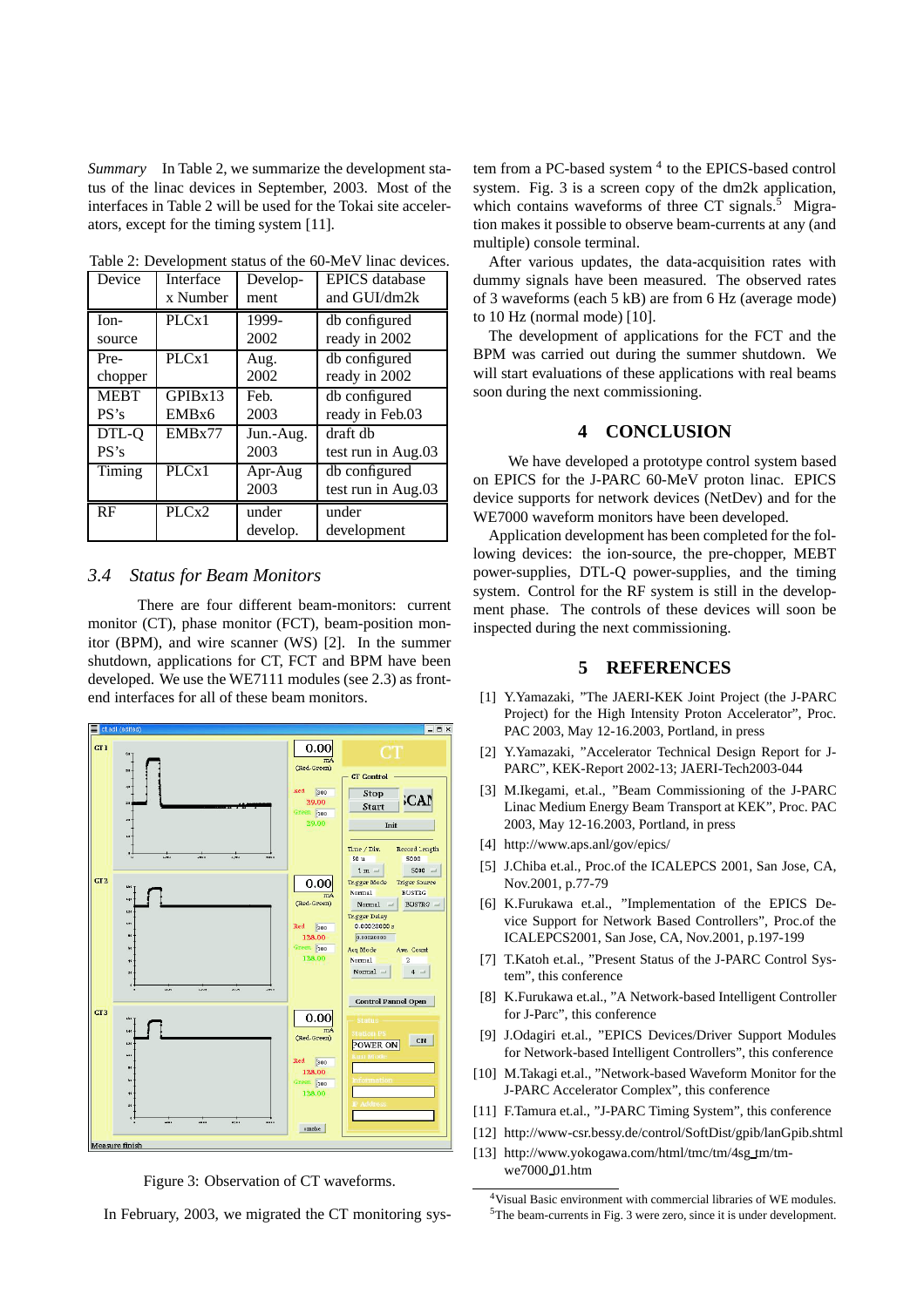*Summary* In Table 2, we summarize the development status of the linac devices in September, 2003. Most of the interfaces in Table 2 will be used for the Tokai site accelerators, except for the timing system [11].

Table 2: Development status of the 60-MeV linac devices.

| Device | Interface x Number | Develop-ment | EPICS database and GUI/dm2k |
|---|---|---|---|
| Ion-source | PLCx1 | 1999-2002 | db configured ready in 2002 |
| Pre-chopper | PLCx1 | Aug. 2002 | db configured ready in 2002 |
| MEBT PS's | GPIBx13 EMBx6 | Feb. 2003 | db configured ready in Feb.03 |
| DTL-Q PS's | EMBx77 | Jun.-Aug. 2003 | draft db test run in Aug.03 |
| Timing | PLCx1 | Apr-Aug 2003 | db configured test run in Aug.03 |
| RF | PLCx2 | under develop. | under development |

### 3.4 Status for Beam Monitors

There are four different beam-monitors: current monitor (CT), phase monitor (FCT), beam-position monitor (BPM), and wire scanner (WS) [2]. In the summer shutdown, applications for CT, FCT and BPM have been developed. We use the WE7111 modules (see 2.3) as front-end interfaces for all of these beam monitors.

Figure 3: Observation of CT waveforms.

In February, 2003, we migrated the CT monitoring system from a PC-based system [4] to the EPICS-based control system. Fig. 3 is a screen copy of the dm2k application, which contains waveforms of three CT signals.[5] Migration makes it possible to observe beam-currents at any (and multiple) console terminal.

After various updates, the data-acquisition rates with dummy signals have been measured. The observed rates of 3 waveforms (each 5 kB) are from 6 Hz (average mode) to 10 Hz (normal mode) [10].

The development of applications for the FCT and the BPM was carried out during the summer shutdown. We will start evaluations of these applications with real beams soon during the next commissioning.

## 4 CONCLUSION

We have developed a prototype control system based on EPICS for the J-PARC 60-MeV proton linac. EPICS device supports for network devices (NetDev) and for the WE7000 waveform monitors have been developed.

Application development has been completed for the following devices: the ion-source, the pre-chopper, MEBT power-supplies, DTL-Q power-supplies, and the timing system. Control for the RF system is still in the development phase. The controls of these devices will soon be inspected during the next commissioning.

## 5 REFERENCES

[1] Y.Yamazaki, "The JAERI-KEK Joint Project (the J-PARC Project) for the High Intensity Proton Accelerator", Proc. PAC 2003, May 12-16.2003, Portland, in press

[2] Y.Yamazaki, "Accelerator Technical Design Report for J-PARC", KEK-Report 2002-13; JAERI-Tech2003-044

[3] M.Ikegami, et.al., "Beam Commissioning of the J-PARC Linac Medium Energy Beam Transport at KEK", Proc. PAC 2003, May 12-16.2003, Portland, in press

[4] http://www.aps.anl/gov/epics/

[5] J.Chiba et.al., Proc.of the ICALEPCS 2001, San Jose, CA, Nov.2001, p.77-79

[6] K.Furukawa et.al., "Implementation of the EPICS Device Support for Network Based Controllers", Proc.of the ICALEPCS2001, San Jose, CA, Nov.2001, p.197-199

[7] T.Katoh et.al., "Present Status of the J-PARC Control System", this conference

[8] K.Furukawa et.al., "A Network-based Intelligent Controller for J-Parc", this conference

[9] J.Odagiri et.al., "EPICS Devices/Driver Support Modules for Network-based Intelligent Controllers", this conference

[10] M.Takagi et.al., "Network-based Waveform Monitor for the J-PARC Accelerator Complex", this conference

[11] F.Tamura et.al., "J-PARC Timing System", this conference

[12] http://www-csr.bessy.de/control/SoftDist/gpib/lanGpib.shtml

[13] http://www.yokogawa.com/html/tmc/tm/4sg_tm/tm-we7000_01.htm

[4] Visual Basic environment with commercial libraries of WE modules.

[5] The beam-currents in Fig. 3 were zero, since it is under development.